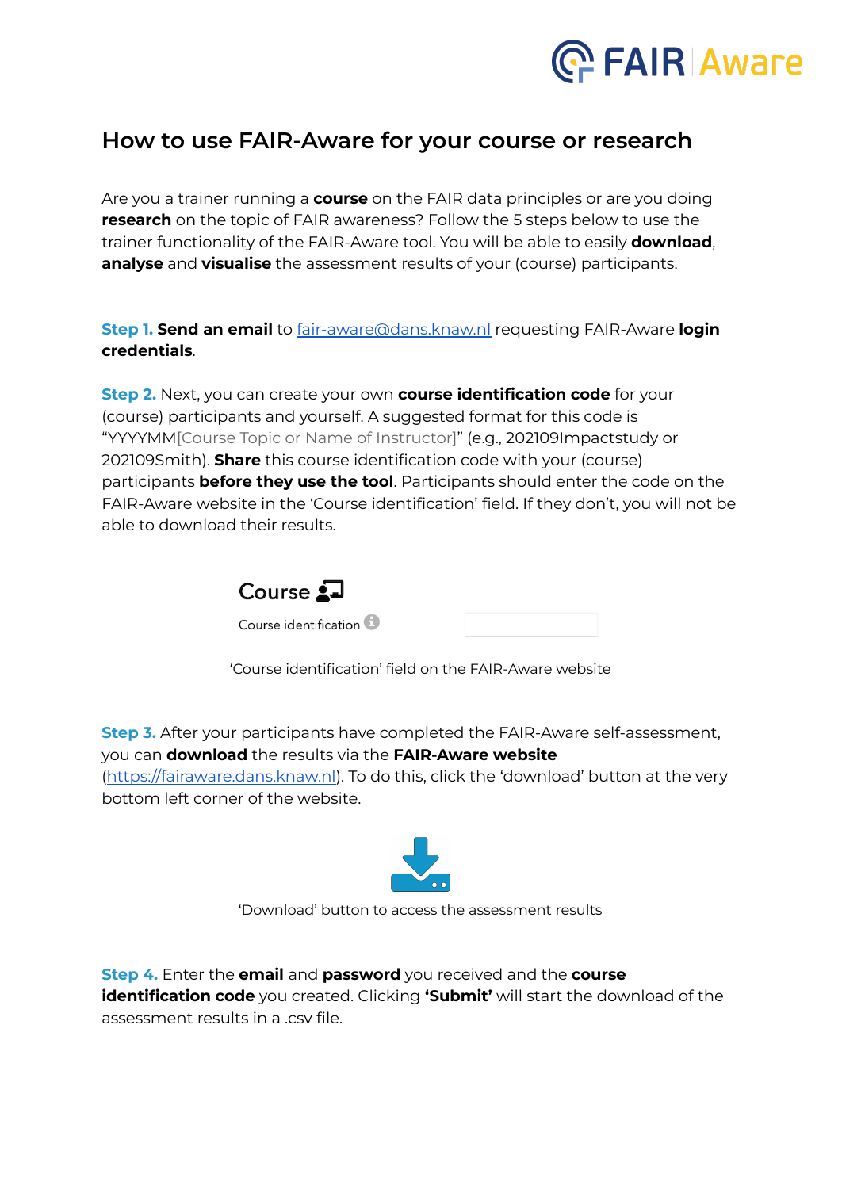# How to use FAIR-Aware for your course or research

Are you a trainer running a **course** on the FAIR data principles or are you doing **research** on the topic of FAIR awareness? Follow the 5 steps below to use the trainer functionality of the FAIR-Aware tool. You will be able to easily **download**, **analyse** and **visualise** the assessment results of your (course) participants.

**Step 1. Send an email** to [fair-aware@dans.knaw.nl](mailto:fair-aware@dans.knaw.nl) requesting FAIR-Aware **login credentials**.

**Step 2.** Next, you can create your own **course identification code** for your (course) participants and yourself. A suggested format for this code is "YYYYMM[Course Topic or Name of Instructor]" (e.g., 202109Impactstudy or 202109Smith). **Share** this course identification code with your (course) participants **before they use the tool**. Participants should enter the code on the FAIR-Aware website in the 'Course identification' field. If they don't, you will not be able to download their results.

Course

Course identification

'Course identification' field on the FAIR-Aware website

**Step 3.** After your participants have completed the FAIR-Aware self-assessment, you can **download** the results via the **FAIR-Aware website** ([https://fairaware.dans.knaw.nl](https://fairaware.dans.knaw.nl)). To do this, click the 'download' button at the very bottom left corner of the website.

'Download' button to access the assessment results

**Step 4.** Enter the **email** and **password** you received and the **course identification code** you created. Clicking **'Submit'** will start the download of the assessment results in a .csv file.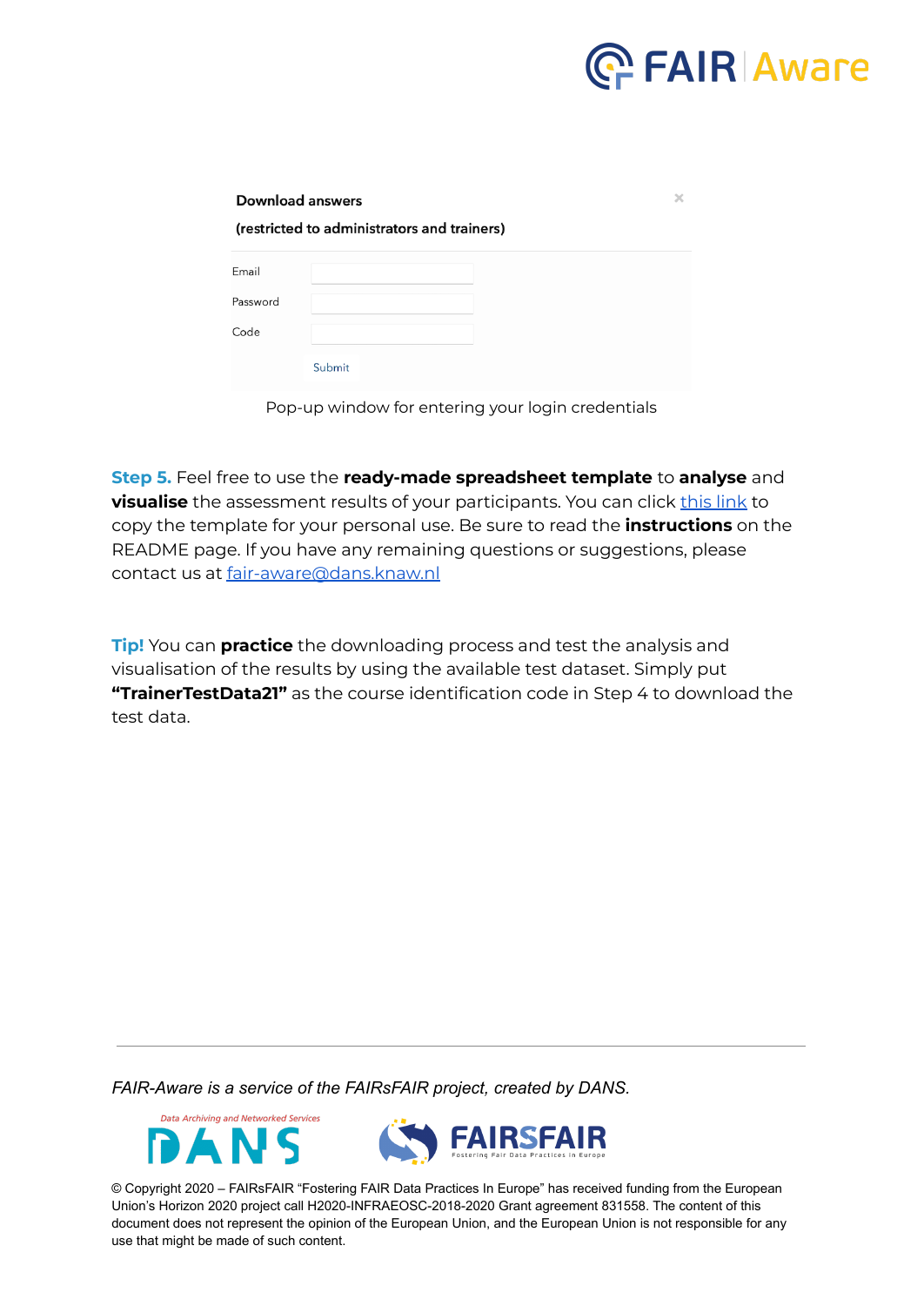Download answers

(restricted to administrators and trainers)

Email

Password

Code

Submit

Pop-up window for entering your login credentials

**Step 5.** Feel free to use the **ready-made spreadsheet template** to **analyse** and **visualise** the assessment results of your participants. You can click this link to copy the template for your personal use. Be sure to read the **instructions** on the README page. If you have any remaining questions or suggestions, please contact us at fair-aware@dans.knaw.nl

**Tip!** You can **practice** the downloading process and test the analysis and visualisation of the results by using the available test dataset. Simply put **"TrainerTestData21"** as the course identification code in Step 4 to download the test data.

---

*FAIR-Aware is a service of the FAIRsFAIR project, created by DANS.*

© Copyright 2020 – FAIRsFAIR "Fostering FAIR Data Practices In Europe" has received funding from the European Union's Horizon 2020 project call H2020-INFRAEOSC-2018-2020 Grant agreement 831558. The content of this document does not represent the opinion of the European Union, and the European Union is not responsible for any use that might be made of such content.